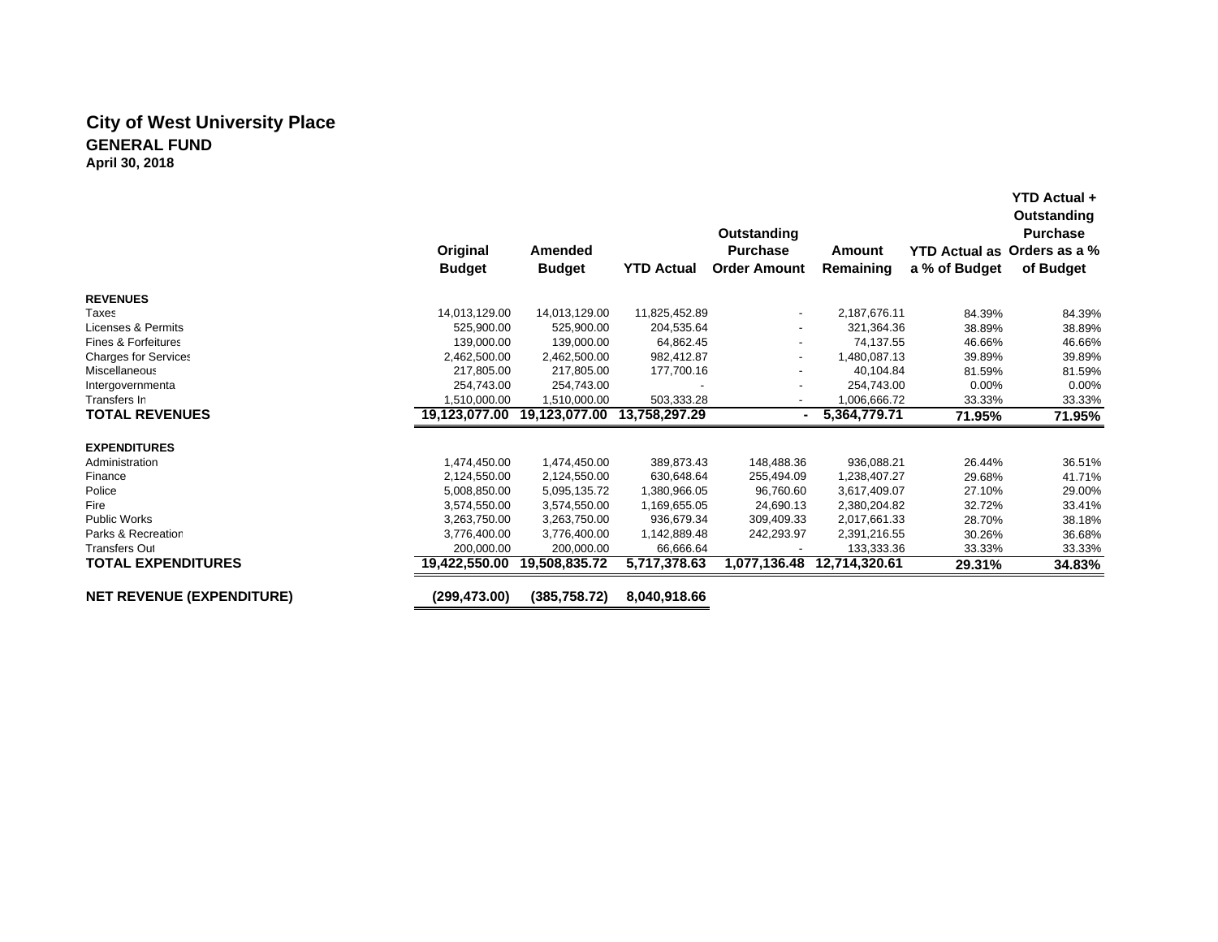# City of West University Place

## GENERAL FUND

**April 30, 2018**

| | Original Budget | Amended Budget | YTD Actual | Outstanding Purchase Order Amount | Amount Remaining | YTD Actual as a % of Budget | YTD Actual + Outstanding Purchase Orders as a % of Budget |
|---|---|---|---|---|---|---|---|
| **REVENUES** | | | | | | | |
| Taxes | 14,013,129.00 | 14,013,129.00 | 11,825,452.89 | - | 2,187,676.11 | 84.39% | 84.39% |
| Licenses & Permits | 525,900.00 | 525,900.00 | 204,535.64 | - | 321,364.36 | 38.89% | 38.89% |
| Fines & Forfeitures | 139,000.00 | 139,000.00 | 64,862.45 | - | 74,137.55 | 46.66% | 46.66% |
| Charges for Services | 2,462,500.00 | 2,462,500.00 | 982,412.87 | - | 1,480,087.13 | 39.89% | 39.89% |
| Miscellaneous | 217,805.00 | 217,805.00 | 177,700.16 | - | 40,104.84 | 81.59% | 81.59% |
| Intergovernmental | 254,743.00 | 254,743.00 | - | - | 254,743.00 | 0.00% | 0.00% |
| Transfers In | 1,510,000.00 | 1,510,000.00 | 503,333.28 | - | 1,006,666.72 | 33.33% | 33.33% |
| **TOTAL REVENUES** | **19,123,077.00** | **19,123,077.00** | **13,758,297.29** | **-** | **5,364,779.71** | **71.95%** | **71.95%** |
| **EXPENDITURES** | | | | | | | |
| Administration | 1,474,450.00 | 1,474,450.00 | 389,873.43 | 148,488.36 | 936,088.21 | 26.44% | 36.51% |
| Finance | 2,124,550.00 | 2,124,550.00 | 630,648.64 | 255,494.09 | 1,238,407.27 | 29.68% | 41.71% |
| Police | 5,008,850.00 | 5,095,135.72 | 1,380,966.05 | 96,760.60 | 3,617,409.07 | 27.10% | 29.00% |
| Fire | 3,574,550.00 | 3,574,550.00 | 1,169,655.05 | 24,690.13 | 2,380,204.82 | 32.72% | 33.41% |
| Public Works | 3,263,750.00 | 3,263,750.00 | 936,679.34 | 309,409.33 | 2,017,661.33 | 28.70% | 38.18% |
| Parks & Recreation | 3,776,400.00 | 3,776,400.00 | 1,142,889.48 | 242,293.97 | 2,391,216.55 | 30.26% | 36.68% |
| Transfers Out | 200,000.00 | 200,000.00 | 66,666.64 | - | 133,333.36 | 33.33% | 33.33% |
| **TOTAL EXPENDITURES** | **19,422,550.00** | **19,508,835.72** | **5,717,378.63** | **1,077,136.48** | **12,714,320.61** | **29.31%** | **34.83%** |
| **NET REVENUE (EXPENDITURE)** | **(299,473.00)** | **(385,758.72)** | **8,040,918.66** | | | | |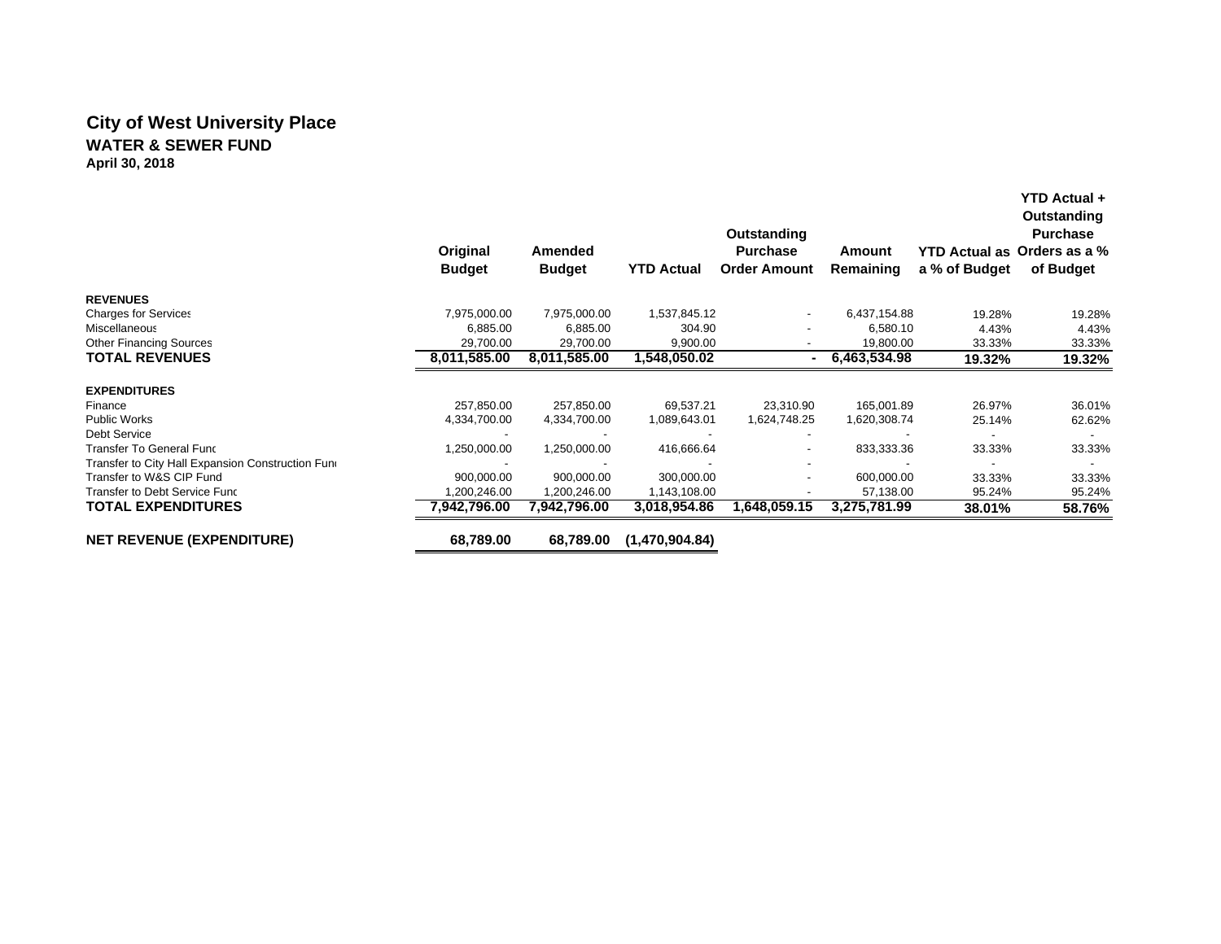# City of West University Place

## WATER & SEWER FUND

**April 30, 2018**

| | Original Budget | Amended Budget | YTD Actual | Outstanding Purchase Order Amount | Amount Remaining | YTD Actual as a % of Budget | YTD Actual + Outstanding Purchase Orders as a % of Budget |
|---|---|---|---|---|---|---|---|
| **REVENUES** | | | | | | | |
| Charges for Services | 7,975,000.00 | 7,975,000.00 | 1,537,845.12 | - | 6,437,154.88 | 19.28% | 19.28% |
| Miscellaneous | 6,885.00 | 6,885.00 | 304.90 | - | 6,580.10 | 4.43% | 4.43% |
| Other Financing Sources | 29,700.00 | 29,700.00 | 9,900.00 | - | 19,800.00 | 33.33% | 33.33% |
| **TOTAL REVENUES** | **8,011,585.00** | **8,011,585.00** | **1,548,050.02** | **-** | **6,463,534.98** | **19.32%** | **19.32%** |
| **EXPENDITURES** | | | | | | | |
| Finance | 257,850.00 | 257,850.00 | 69,537.21 | 23,310.90 | 165,001.89 | 26.97% | 36.01% |
| Public Works | 4,334,700.00 | 4,334,700.00 | 1,089,643.01 | 1,624,748.25 | 1,620,308.74 | 25.14% | 62.62% |
| Debt Service | - | - | - | - | - | - | - |
| Transfer To General Fund | 1,250,000.00 | 1,250,000.00 | 416,666.64 | - | 833,333.36 | 33.33% | 33.33% |
| Transfer to City Hall Expansion Construction Fund | - | - | - | - | - | - | - |
| Transfer to W&S CIP Fund | 900,000.00 | 900,000.00 | 300,000.00 | - | 600,000.00 | 33.33% | 33.33% |
| Transfer to Debt Service Fund | 1,200,246.00 | 1,200,246.00 | 1,143,108.00 | - | 57,138.00 | 95.24% | 95.24% |
| **TOTAL EXPENDITURES** | **7,942,796.00** | **7,942,796.00** | **3,018,954.86** | **1,648,059.15** | **3,275,781.99** | **38.01%** | **58.76%** |
| **NET REVENUE (EXPENDITURE)** | **68,789.00** | **68,789.00** | **(1,470,904.84)** | | | | |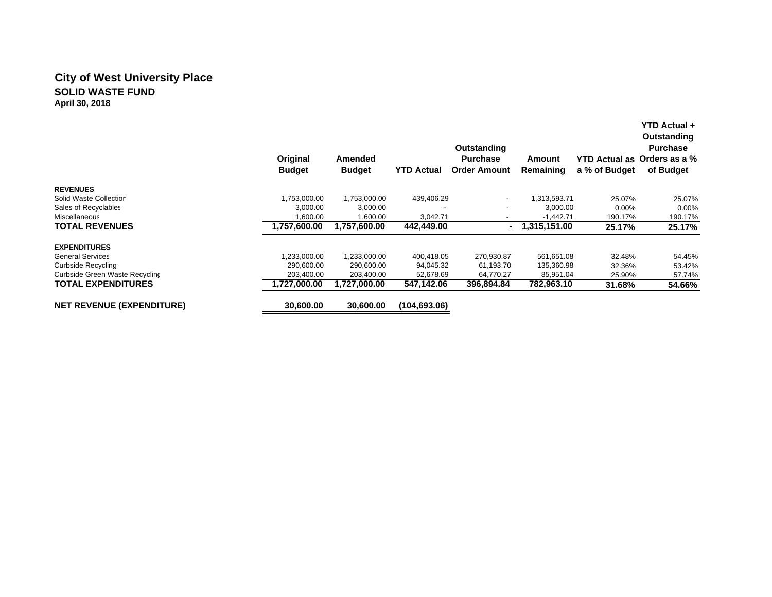# City of West University Place

## SOLID WASTE FUND

**April 30, 2018**

| | Original Budget | Amended Budget | YTD Actual | Outstanding Purchase Order Amount | Amount Remaining | YTD Actual as a % of Budget | YTD Actual + Outstanding Purchase Orders as a % of Budget |
|---|---|---|---|---|---|---|---|
| **REVENUES** | | | | | | | |
| Solid Waste Collection | 1,753,000.00 | 1,753,000.00 | 439,406.29 | - | 1,313,593.71 | 25.07% | 25.07% |
| Sales of Recyclables | 3,000.00 | 3,000.00 | - | - | 3,000.00 | 0.00% | 0.00% |
| Miscellaneous | 1,600.00 | 1,600.00 | 3,042.71 | - | -1,442.71 | 190.17% | 190.17% |
| **TOTAL REVENUES** | **1,757,600.00** | **1,757,600.00** | **442,449.00** | **-** | **1,315,151.00** | **25.17%** | **25.17%** |
| **EXPENDITURES** | | | | | | | |
| General Services | 1,233,000.00 | 1,233,000.00 | 400,418.05 | 270,930.87 | 561,651.08 | 32.48% | 54.45% |
| Curbside Recycling | 290,600.00 | 290,600.00 | 94,045.32 | 61,193.70 | 135,360.98 | 32.36% | 53.42% |
| Curbside Green Waste Recycling | 203,400.00 | 203,400.00 | 52,678.69 | 64,770.27 | 85,951.04 | 25.90% | 57.74% |
| **TOTAL EXPENDITURES** | **1,727,000.00** | **1,727,000.00** | **547,142.06** | **396,894.84** | **782,963.10** | **31.68%** | **54.66%** |
| **NET REVENUE (EXPENDITURE)** | **30,600.00** | **30,600.00** | **(104,693.06)** | | | | |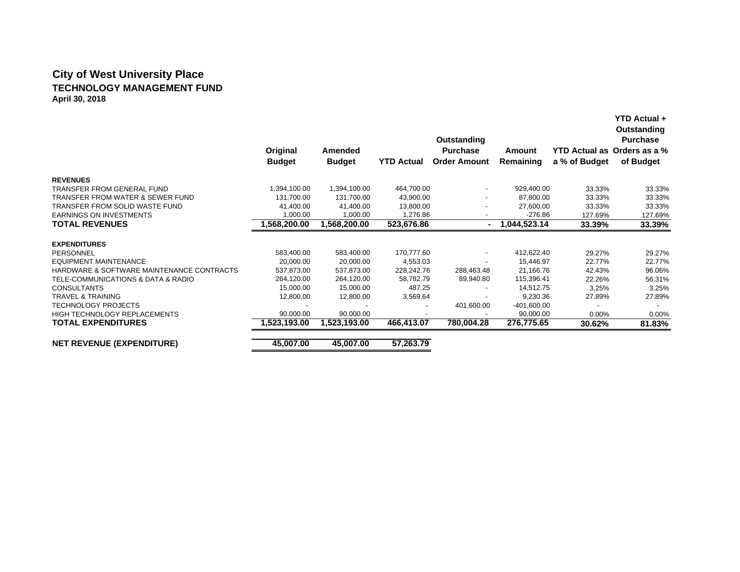# City of West University Place

## TECHNOLOGY MANAGEMENT FUND

**April 30, 2018**

| | Original Budget | Amended Budget | YTD Actual | Outstanding Purchase Order Amount | Amount Remaining | YTD Actual as a % of Budget | YTD Actual + Outstanding Purchase Orders as a % of Budget |
|---|---|---|---|---|---|---|---|
| **REVENUES** | | | | | | | |
| TRANSFER FROM GENERAL FUND | 1,394,100.00 | 1,394,100.00 | 464,700.00 | - | 929,400.00 | 33.33% | 33.33% |
| TRANSFER FROM WATER & SEWER FUND | 131,700.00 | 131,700.00 | 43,900.00 | - | 87,800.00 | 33.33% | 33.33% |
| TRANSFER FROM SOLID WASTE FUND | 41,400.00 | 41,400.00 | 13,800.00 | - | 27,600.00 | 33.33% | 33.33% |
| EARNINGS ON INVESTMENTS | 1,000.00 | 1,000.00 | 1,276.86 | - | -276.86 | 127.69% | 127.69% |
| **TOTAL REVENUES** | **1,568,200.00** | **1,568,200.00** | **523,676.86** | **-** | **1,044,523.14** | **33.39%** | **33.39%** |
| **EXPENDITURES** | | | | | | | |
| PERSONNEL | 583,400.00 | 583,400.00 | 170,777.60 | - | 412,622.40 | 29.27% | 29.27% |
| EQUIPMENT MAINTENANCE | 20,000.00 | 20,000.00 | 4,553.03 | - | 15,446.97 | 22.77% | 22.77% |
| HARDWARE & SOFTWARE MAINTENANCE CONTRACTS | 537,873.00 | 537,873.00 | 228,242.76 | 288,463.48 | 21,166.76 | 42.43% | 96.06% |
| TELE-COMMUNICATIONS & DATA & RADIO | 264,120.00 | 264,120.00 | 58,782.79 | 89,940.80 | 115,396.41 | 22.26% | 56.31% |
| CONSULTANTS | 15,000.00 | 15,000.00 | 487.25 | - | 14,512.75 | 3.25% | 3.25% |
| TRAVEL & TRAINING | 12,800.00 | 12,800.00 | 3,569.64 | - | 9,230.36 | 27.89% | 27.89% |
| TECHNOLOGY PROJECTS | - | - | - | 401,600.00 | -401,600.00 | - | - |
| HIGH TECHNOLOGY REPLACEMENTS | 90,000.00 | 90,000.00 | - | - | 90,000.00 | 0.00% | 0.00% |
| **TOTAL EXPENDITURES** | **1,523,193.00** | **1,523,193.00** | **466,413.07** | **780,004.28** | **276,775.65** | **30.62%** | **81.83%** |
| **NET REVENUE (EXPENDITURE)** | **45,007.00** | **45,007.00** | **57,263.79** | | | | |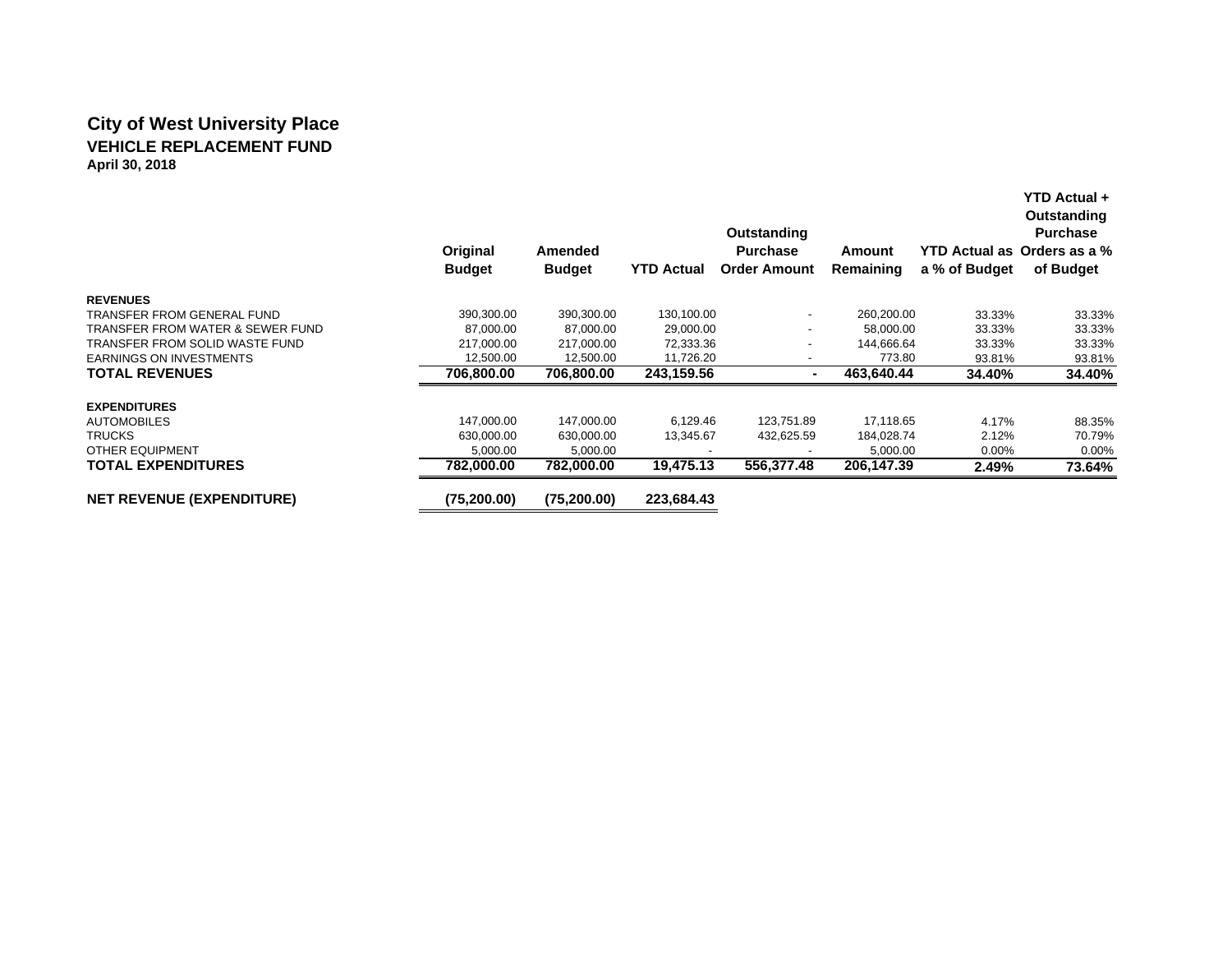# City of West University Place

## VEHICLE REPLACEMENT FUND

**April 30, 2018**

| | Original Budget | Amended Budget | YTD Actual | Outstanding Purchase Order Amount | Amount Remaining | YTD Actual as a % of Budget | YTD Actual + Outstanding Purchase Orders as a % of Budget |
|---|---|---|---|---|---|---|---|
| **REVENUES** | | | | | | | |
| TRANSFER FROM GENERAL FUND | 390,300.00 | 390,300.00 | 130,100.00 | - | 260,200.00 | 33.33% | 33.33% |
| TRANSFER FROM WATER & SEWER FUND | 87,000.00 | 87,000.00 | 29,000.00 | - | 58,000.00 | 33.33% | 33.33% |
| TRANSFER FROM SOLID WASTE FUND | 217,000.00 | 217,000.00 | 72,333.36 | - | 144,666.64 | 33.33% | 33.33% |
| EARNINGS ON INVESTMENTS | 12,500.00 | 12,500.00 | 11,726.20 | - | 773.80 | 93.81% | 93.81% |
| **TOTAL REVENUES** | **706,800.00** | **706,800.00** | **243,159.56** | **-** | **463,640.44** | **34.40%** | **34.40%** |
| **EXPENDITURES** | | | | | | | |
| AUTOMOBILES | 147,000.00 | 147,000.00 | 6,129.46 | 123,751.89 | 17,118.65 | 4.17% | 88.35% |
| TRUCKS | 630,000.00 | 630,000.00 | 13,345.67 | 432,625.59 | 184,028.74 | 2.12% | 70.79% |
| OTHER EQUIPMENT | 5,000.00 | 5,000.00 | - | - | 5,000.00 | 0.00% | 0.00% |
| **TOTAL EXPENDITURES** | **782,000.00** | **782,000.00** | **19,475.13** | **556,377.48** | **206,147.39** | **2.49%** | **73.64%** |
| **NET REVENUE (EXPENDITURE)** | **(75,200.00)** | **(75,200.00)** | **223,684.43** | | | | |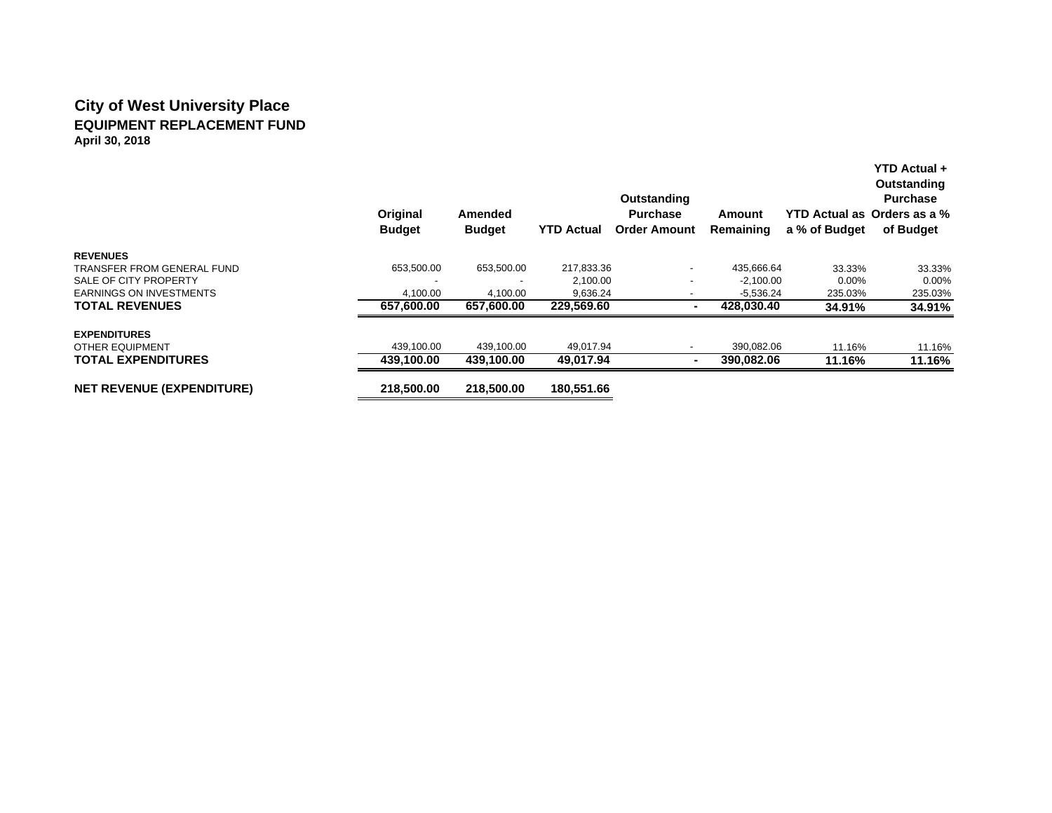# City of West University Place

## EQUIPMENT REPLACEMENT FUND

**April 30, 2018**

| | Original Budget | Amended Budget | YTD Actual | Outstanding Purchase Order Amount | Amount Remaining | YTD Actual as a % of Budget | YTD Actual + Outstanding Purchase Orders as a % of Budget |
|---|---|---|---|---|---|---|---|
| **REVENUES** | | | | | | | |
| TRANSFER FROM GENERAL FUND | 653,500.00 | 653,500.00 | 217,833.36 | - | 435,666.64 | 33.33% | 33.33% |
| SALE OF CITY PROPERTY | - | - | 2,100.00 | - | -2,100.00 | 0.00% | 0.00% |
| EARNINGS ON INVESTMENTS | 4,100.00 | 4,100.00 | 9,636.24 | - | -5,536.24 | 235.03% | 235.03% |
| **TOTAL REVENUES** | **657,600.00** | **657,600.00** | **229,569.60** | **-** | **428,030.40** | **34.91%** | **34.91%** |
| **EXPENDITURES** | | | | | | | |
| OTHER EQUIPMENT | 439,100.00 | 439,100.00 | 49,017.94 | - | 390,082.06 | 11.16% | 11.16% |
| **TOTAL EXPENDITURES** | **439,100.00** | **439,100.00** | **49,017.94** | **-** | **390,082.06** | **11.16%** | **11.16%** |
| **NET REVENUE (EXPENDITURE)** | **218,500.00** | **218,500.00** | **180,551.66** | | | | |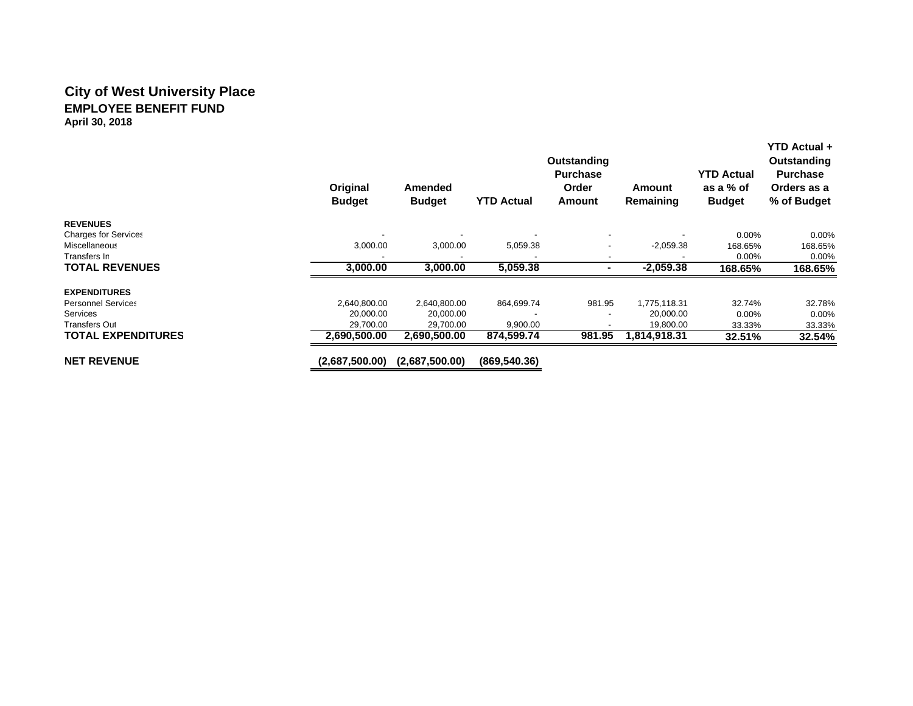# City of West University Place

## EMPLOYEE BENEFIT FUND

**April 30, 2018**

| | Original Budget | Amended Budget | YTD Actual | Outstanding Purchase Order Amount | Amount Remaining | YTD Actual as a % of Budget | YTD Actual + Outstanding Purchase Orders as a % of Budget |
|---|---|---|---|---|---|---|---|
| **REVENUES** | | | | | | | |
| Charges for Services | - | - | - | - | - | 0.00% | 0.00% |
| Miscellaneous | 3,000.00 | 3,000.00 | 5,059.38 | - | -2,059.38 | 168.65% | 168.65% |
| Transfers In | - | - | - | - | - | 0.00% | 0.00% |
| **TOTAL REVENUES** | **3,000.00** | **3,000.00** | **5,059.38** | **-** | **-2,059.38** | **168.65%** | **168.65%** |
| **EXPENDITURES** | | | | | | | |
| Personnel Services | 2,640,800.00 | 2,640,800.00 | 864,699.74 | 981.95 | 1,775,118.31 | 32.74% | 32.78% |
| Services | 20,000.00 | 20,000.00 | - | - | 20,000.00 | 0.00% | 0.00% |
| Transfers Out | 29,700.00 | 29,700.00 | 9,900.00 | - | 19,800.00 | 33.33% | 33.33% |
| **TOTAL EXPENDITURES** | **2,690,500.00** | **2,690,500.00** | **874,599.74** | **981.95** | **1,814,918.31** | **32.51%** | **32.54%** |
| **NET REVENUE** | **(2,687,500.00)** | **(2,687,500.00)** | **(869,540.36)** | | | | |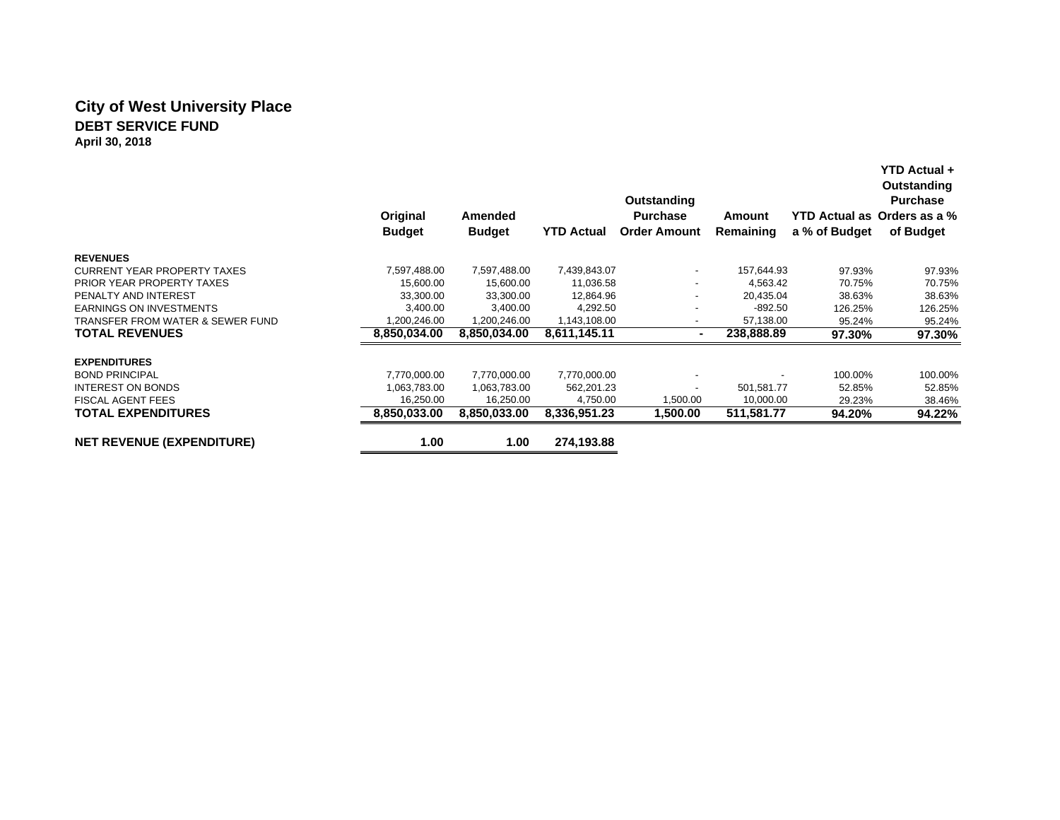# City of West University Place

## DEBT SERVICE FUND

**April 30, 2018**

| | Original Budget | Amended Budget | YTD Actual | Outstanding Purchase Order Amount | Amount Remaining | YTD Actual as a % of Budget | YTD Actual + Outstanding Purchase Orders as a % of Budget |
|---|---|---|---|---|---|---|---|
| **REVENUES** | | | | | | | |
| CURRENT YEAR PROPERTY TAXES | 7,597,488.00 | 7,597,488.00 | 7,439,843.07 | - | 157,644.93 | 97.93% | 97.93% |
| PRIOR YEAR PROPERTY TAXES | 15,600.00 | 15,600.00 | 11,036.58 | - | 4,563.42 | 70.75% | 70.75% |
| PENALTY AND INTEREST | 33,300.00 | 33,300.00 | 12,864.96 | - | 20,435.04 | 38.63% | 38.63% |
| EARNINGS ON INVESTMENTS | 3,400.00 | 3,400.00 | 4,292.50 | - | -892.50 | 126.25% | 126.25% |
| TRANSFER FROM WATER & SEWER FUND | 1,200,246.00 | 1,200,246.00 | 1,143,108.00 | - | 57,138.00 | 95.24% | 95.24% |
| **TOTAL REVENUES** | **8,850,034.00** | **8,850,034.00** | **8,611,145.11** | **-** | **238,888.89** | **97.30%** | **97.30%** |
| **EXPENDITURES** | | | | | | | |
| BOND PRINCIPAL | 7,770,000.00 | 7,770,000.00 | 7,770,000.00 | - | - | 100.00% | 100.00% |
| INTEREST ON BONDS | 1,063,783.00 | 1,063,783.00 | 562,201.23 | - | 501,581.77 | 52.85% | 52.85% |
| FISCAL AGENT FEES | 16,250.00 | 16,250.00 | 4,750.00 | 1,500.00 | 10,000.00 | 29.23% | 38.46% |
| **TOTAL EXPENDITURES** | **8,850,033.00** | **8,850,033.00** | **8,336,951.23** | **1,500.00** | **511,581.77** | **94.20%** | **94.22%** |
| **NET REVENUE (EXPENDITURE)** | **1.00** | **1.00** | **274,193.88** | | | | |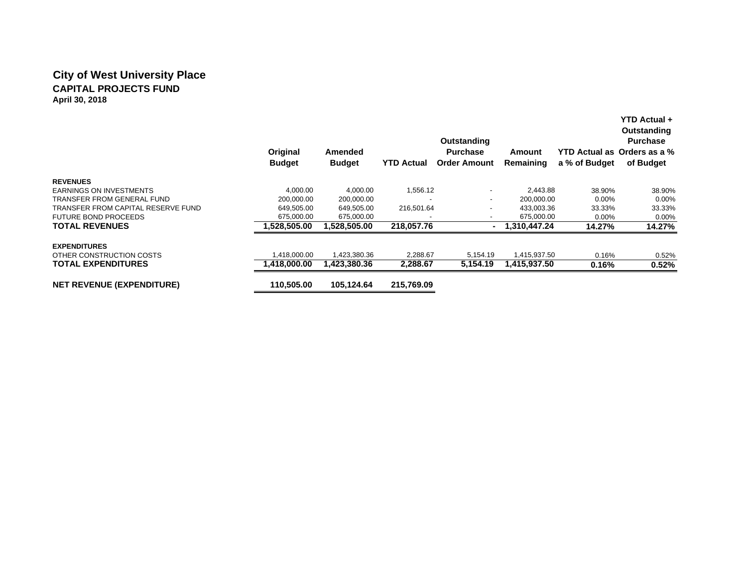# City of West University Place

## CAPITAL PROJECTS FUND

**April 30, 2018**

| | Original Budget | Amended Budget | YTD Actual | Outstanding Purchase Order Amount | Amount Remaining | YTD Actual as a % of Budget | YTD Actual + Outstanding Purchase Orders as a % of Budget |
|---|---|---|---|---|---|---|---|
| **REVENUES** | | | | | | | |
| EARNINGS ON INVESTMENTS | 4,000.00 | 4,000.00 | 1,556.12 | - | 2,443.88 | 38.90% | 38.90% |
| TRANSFER FROM GENERAL FUND | 200,000.00 | 200,000.00 | - | - | 200,000.00 | 0.00% | 0.00% |
| TRANSFER FROM CAPITAL RESERVE FUND | 649,505.00 | 649,505.00 | 216,501.64 | - | 433,003.36 | 33.33% | 33.33% |
| FUTURE BOND PROCEEDS | 675,000.00 | 675,000.00 | - | - | 675,000.00 | 0.00% | 0.00% |
| **TOTAL REVENUES** | **1,528,505.00** | **1,528,505.00** | **218,057.76** | **-** | **1,310,447.24** | **14.27%** | **14.27%** |
| **EXPENDITURES** | | | | | | | |
| OTHER CONSTRUCTION COSTS | 1,418,000.00 | 1,423,380.36 | 2,288.67 | 5,154.19 | 1,415,937.50 | 0.16% | 0.52% |
| **TOTAL EXPENDITURES** | **1,418,000.00** | **1,423,380.36** | **2,288.67** | **5,154.19** | **1,415,937.50** | **0.16%** | **0.52%** |
| **NET REVENUE (EXPENDITURE)** | **110,505.00** | **105,124.64** | **215,769.09** | | | | |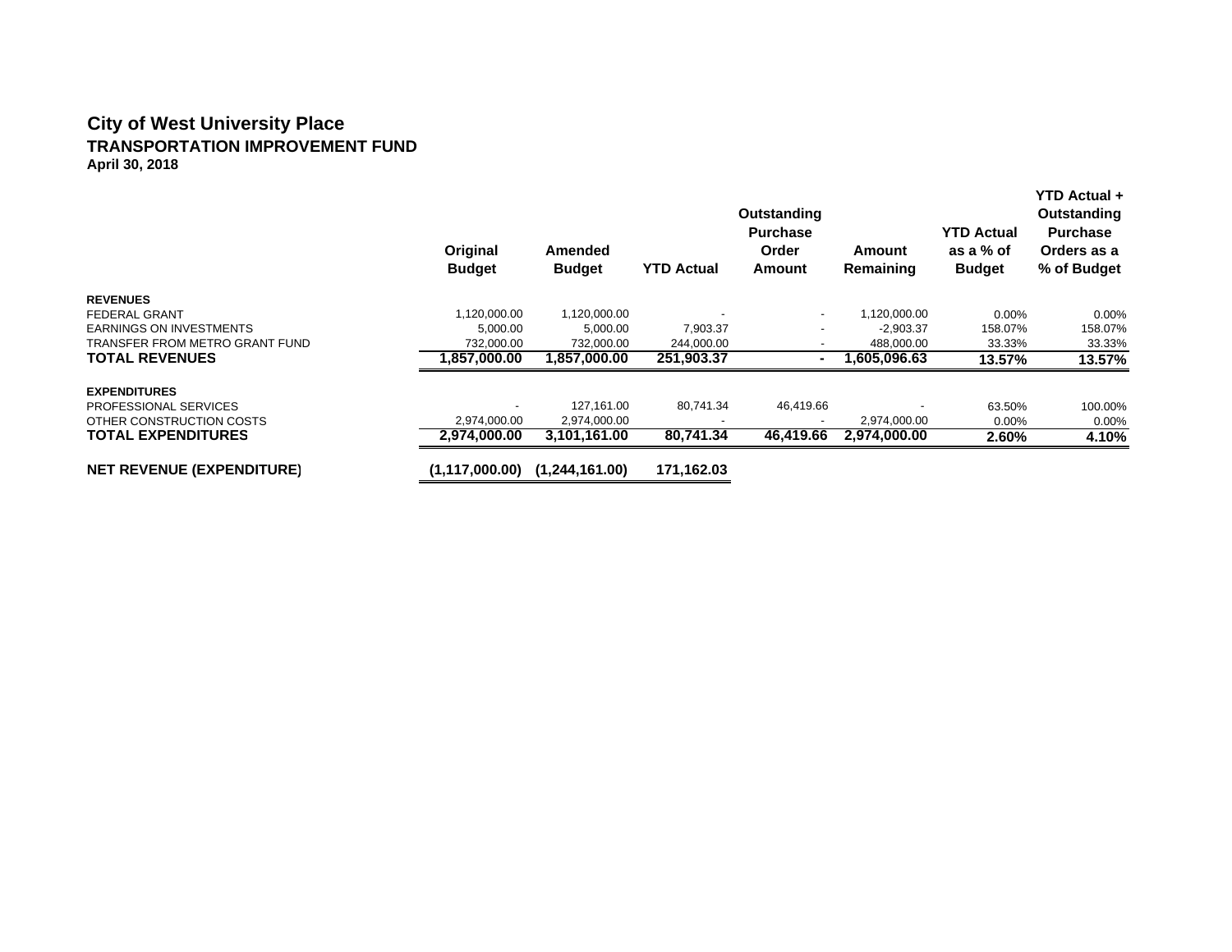# City of West University Place

## TRANSPORTATION IMPROVEMENT FUND

**April 30, 2018**

| | Original Budget | Amended Budget | YTD Actual | Outstanding Purchase Order Amount | Amount Remaining | YTD Actual as a % of Budget | YTD Actual + Outstanding Purchase Orders as a % of Budget |
|---|---|---|---|---|---|---|---|
| **REVENUES** | | | | | | | |
| FEDERAL GRANT | 1,120,000.00 | 1,120,000.00 | - | - | 1,120,000.00 | 0.00% | 0.00% |
| EARNINGS ON INVESTMENTS | 5,000.00 | 5,000.00 | 7,903.37 | - | -2,903.37 | 158.07% | 158.07% |
| TRANSFER FROM METRO GRANT FUND | 732,000.00 | 732,000.00 | 244,000.00 | - | 488,000.00 | 33.33% | 33.33% |
| **TOTAL REVENUES** | **1,857,000.00** | **1,857,000.00** | **251,903.37** | **-** | **1,605,096.63** | **13.57%** | **13.57%** |
| **EXPENDITURES** | | | | | | | |
| PROFESSIONAL SERVICES | - | 127,161.00 | 80,741.34 | 46,419.66 | - | 63.50% | 100.00% |
| OTHER CONSTRUCTION COSTS | 2,974,000.00 | 2,974,000.00 | - | - | 2,974,000.00 | 0.00% | 0.00% |
| **TOTAL EXPENDITURES** | **2,974,000.00** | **3,101,161.00** | **80,741.34** | **46,419.66** | **2,974,000.00** | **2.60%** | **4.10%** |
| **NET REVENUE (EXPENDITURE)** | **(1,117,000.00)** | **(1,244,161.00)** | **171,162.03** | | | | |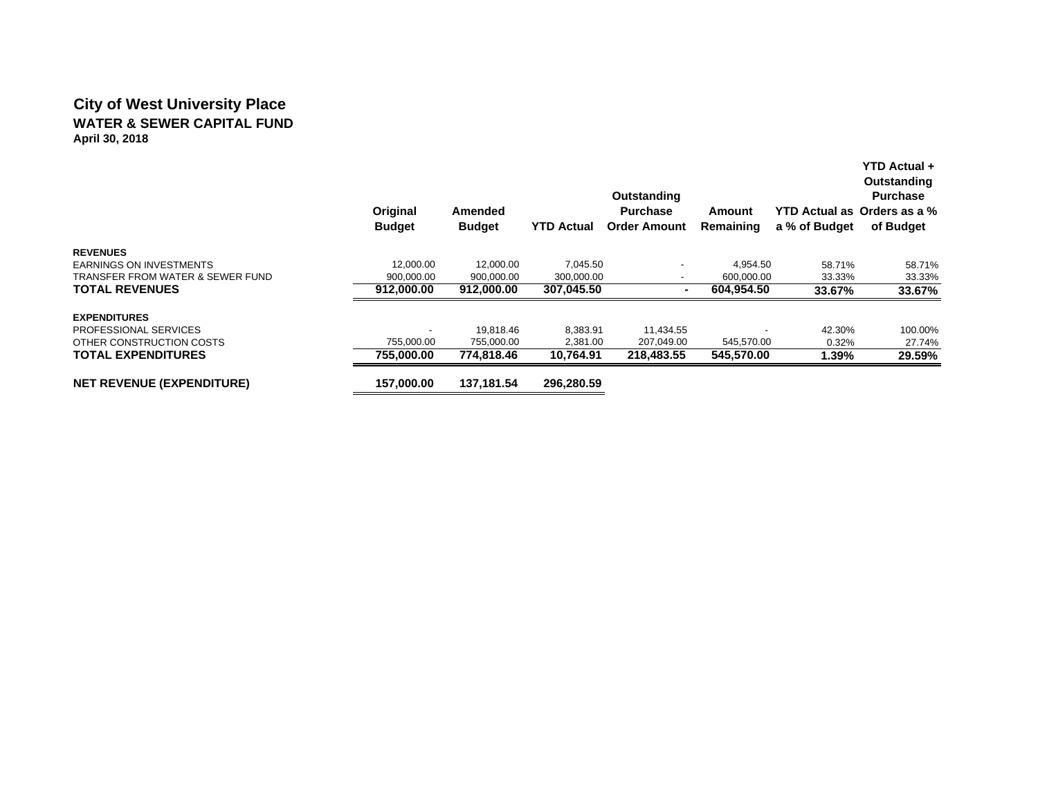# City of West University Place

## WATER & SEWER CAPITAL FUND

**April 30, 2018**

| | Original Budget | Amended Budget | YTD Actual | Outstanding Purchase Order Amount | Amount Remaining | YTD Actual as a % of Budget | YTD Actual + Outstanding Purchase Orders as a % of Budget |
|---|---|---|---|---|---|---|---|
| **REVENUES** | | | | | | | |
| EARNINGS ON INVESTMENTS | 12,000.00 | 12,000.00 | 7,045.50 | - | 4,954.50 | 58.71% | 58.71% |
| TRANSFER FROM WATER & SEWER FUND | 900,000.00 | 900,000.00 | 300,000.00 | - | 600,000.00 | 33.33% | 33.33% |
| **TOTAL REVENUES** | **912,000.00** | **912,000.00** | **307,045.50** | **-** | **604,954.50** | **33.67%** | **33.67%** |
| **EXPENDITURES** | | | | | | | |
| PROFESSIONAL SERVICES | - | 19,818.46 | 8,383.91 | 11,434.55 | - | 42.30% | 100.00% |
| OTHER CONSTRUCTION COSTS | 755,000.00 | 755,000.00 | 2,381.00 | 207,049.00 | 545,570.00 | 0.32% | 27.74% |
| **TOTAL EXPENDITURES** | **755,000.00** | **774,818.46** | **10,764.91** | **218,483.55** | **545,570.00** | **1.39%** | **29.59%** |
| **NET REVENUE (EXPENDITURE)** | **157,000.00** | **137,181.54** | **296,280.59** | | | | |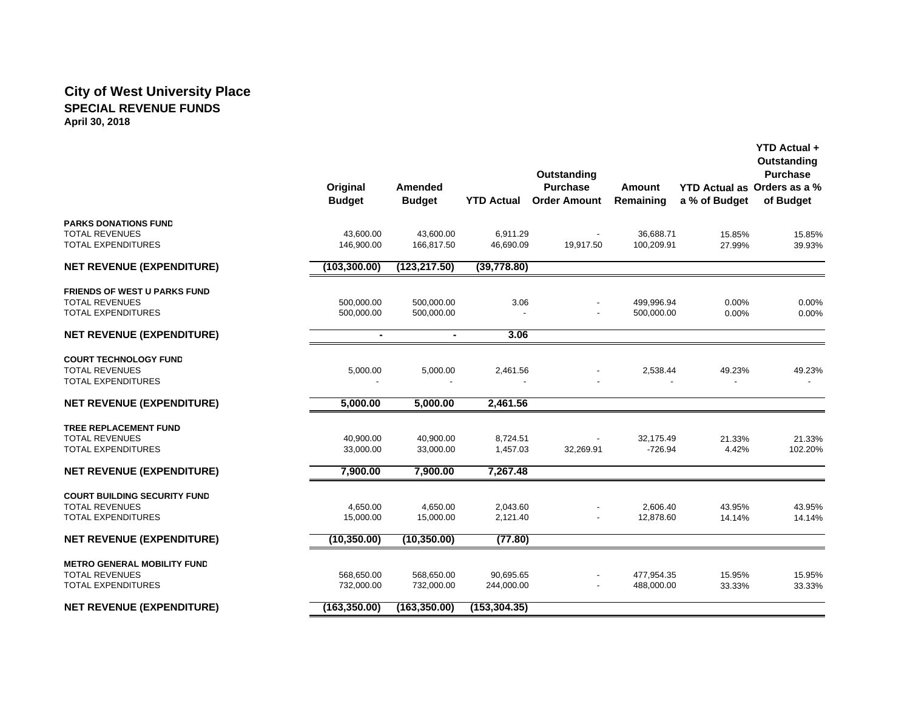# City of West University Place

## SPECIAL REVENUE FUNDS

### April 30, 2018

| | Original Budget | Amended Budget | YTD Actual | Outstanding Purchase Order Amount | Amount Remaining | YTD Actual as a % of Budget | YTD Actual + Outstanding Purchase Orders as a % of Budget |
|---|---|---|---|---|---|---|---|
| **PARKS DONATIONS FUND** | | | | | | | |
| TOTAL REVENUES | 43,600.00 | 43,600.00 | 6,911.29 | - | 36,688.71 | 15.85% | 15.85% |
| TOTAL EXPENDITURES | 146,900.00 | 166,817.50 | 46,690.09 | 19,917.50 | 100,209.91 | 27.99% | 39.93% |
| **NET REVENUE (EXPENDITURE)** | **(103,300.00)** | **(123,217.50)** | **(39,778.80)** | | | | |
| **FRIENDS OF WEST U PARKS FUND** | | | | | | | |
| TOTAL REVENUES | 500,000.00 | 500,000.00 | 3.06 | - | 499,996.94 | 0.00% | 0.00% |
| TOTAL EXPENDITURES | 500,000.00 | 500,000.00 | - | - | 500,000.00 | 0.00% | 0.00% |
| **NET REVENUE (EXPENDITURE)** | **-** | **-** | **3.06** | | | | |
| **COURT TECHNOLOGY FUND** | | | | | | | |
| TOTAL REVENUES | 5,000.00 | 5,000.00 | 2,461.56 | - | 2,538.44 | 49.23% | 49.23% |
| TOTAL EXPENDITURES | - | - | - | - | - | - | - |
| **NET REVENUE (EXPENDITURE)** | **5,000.00** | **5,000.00** | **2,461.56** | | | | |
| **TREE REPLACEMENT FUND** | | | | | | | |
| TOTAL REVENUES | 40,900.00 | 40,900.00 | 8,724.51 | - | 32,175.49 | 21.33% | 21.33% |
| TOTAL EXPENDITURES | 33,000.00 | 33,000.00 | 1,457.03 | 32,269.91 | -726.94 | 4.42% | 102.20% |
| **NET REVENUE (EXPENDITURE)** | **7,900.00** | **7,900.00** | **7,267.48** | | | | |
| **COURT BUILDING SECURITY FUND** | | | | | | | |
| TOTAL REVENUES | 4,650.00 | 4,650.00 | 2,043.60 | - | 2,606.40 | 43.95% | 43.95% |
| TOTAL EXPENDITURES | 15,000.00 | 15,000.00 | 2,121.40 | - | 12,878.60 | 14.14% | 14.14% |
| **NET REVENUE (EXPENDITURE)** | **(10,350.00)** | **(10,350.00)** | **(77.80)** | | | | |
| **METRO GENERAL MOBILITY FUND** | | | | | | | |
| TOTAL REVENUES | 568,650.00 | 568,650.00 | 90,695.65 | - | 477,954.35 | 15.95% | 15.95% |
| TOTAL EXPENDITURES | 732,000.00 | 732,000.00 | 244,000.00 | - | 488,000.00 | 33.33% | 33.33% |
| **NET REVENUE (EXPENDITURE)** | **(163,350.00)** | **(163,350.00)** | **(153,304.35)** | | | | |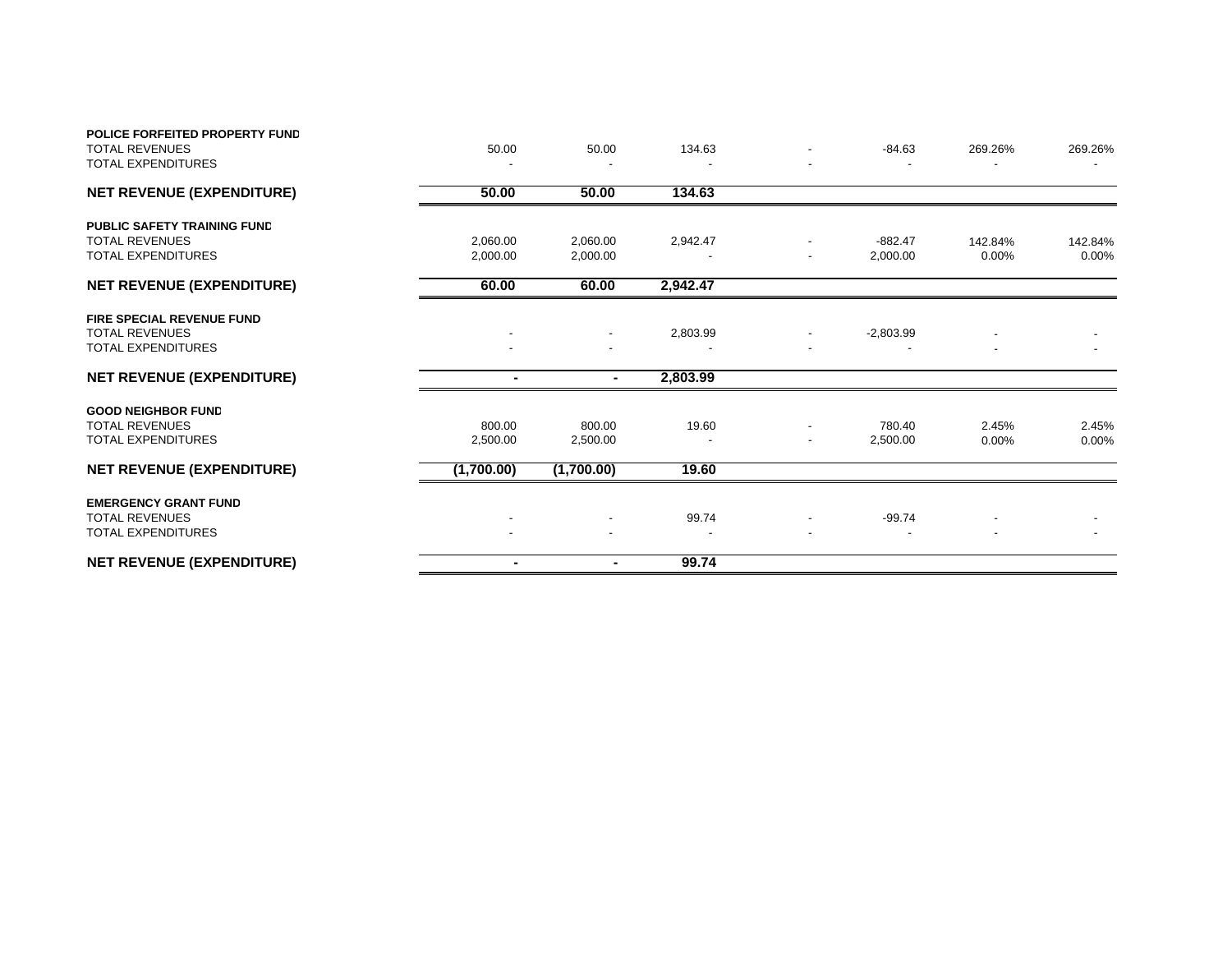| | | | | | | | |
|---|---|---|---|---|---|---|---|
| **POLICE FORFEITED PROPERTY FUND** | | | | | | | |
| TOTAL REVENUES | 50.00 | 50.00 | 134.63 | - | -84.63 | 269.26% | 269.26% |
| TOTAL EXPENDITURES | - | - | - | - | - | - | - |
| **NET REVENUE (EXPENDITURE)** | **50.00** | **50.00** | **134.63** | | | | |
| **PUBLIC SAFETY TRAINING FUND** | | | | | | | |
| TOTAL REVENUES | 2,060.00 | 2,060.00 | 2,942.47 | - | -882.47 | 142.84% | 142.84% |
| TOTAL EXPENDITURES | 2,000.00 | 2,000.00 | - | - | 2,000.00 | 0.00% | 0.00% |
| **NET REVENUE (EXPENDITURE)** | **60.00** | **60.00** | **2,942.47** | | | | |
| **FIRE SPECIAL REVENUE FUND** | | | | | | | |
| TOTAL REVENUES | - | - | 2,803.99 | - | -2,803.99 | - | - |
| TOTAL EXPENDITURES | - | - | - | - | - | - | - |
| **NET REVENUE (EXPENDITURE)** | **-** | **-** | **2,803.99** | | | | |
| **GOOD NEIGHBOR FUND** | | | | | | | |
| TOTAL REVENUES | 800.00 | 800.00 | 19.60 | - | 780.40 | 2.45% | 2.45% |
| TOTAL EXPENDITURES | 2,500.00 | 2,500.00 | - | - | 2,500.00 | 0.00% | 0.00% |
| **NET REVENUE (EXPENDITURE)** | **(1,700.00)** | **(1,700.00)** | **19.60** | | | | |
| **EMERGENCY GRANT FUND** | | | | | | | |
| TOTAL REVENUES | - | - | 99.74 | - | -99.74 | - | - |
| TOTAL EXPENDITURES | - | - | - | - | - | - | - |
| **NET REVENUE (EXPENDITURE)** | **-** | **-** | **99.74** | | | | |